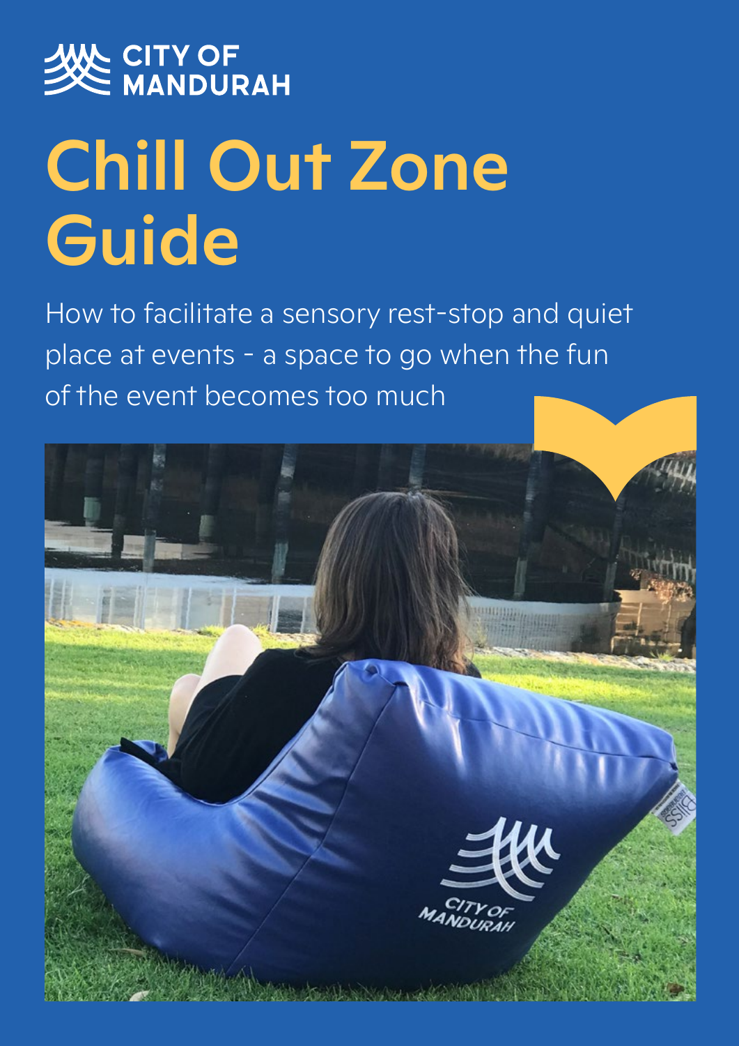CITY OF MANDURAH

# Chill Out Zone Guide

How to facilitate a sensory rest-stop and quiet place at events - a space to go when the fun of the event becomes too much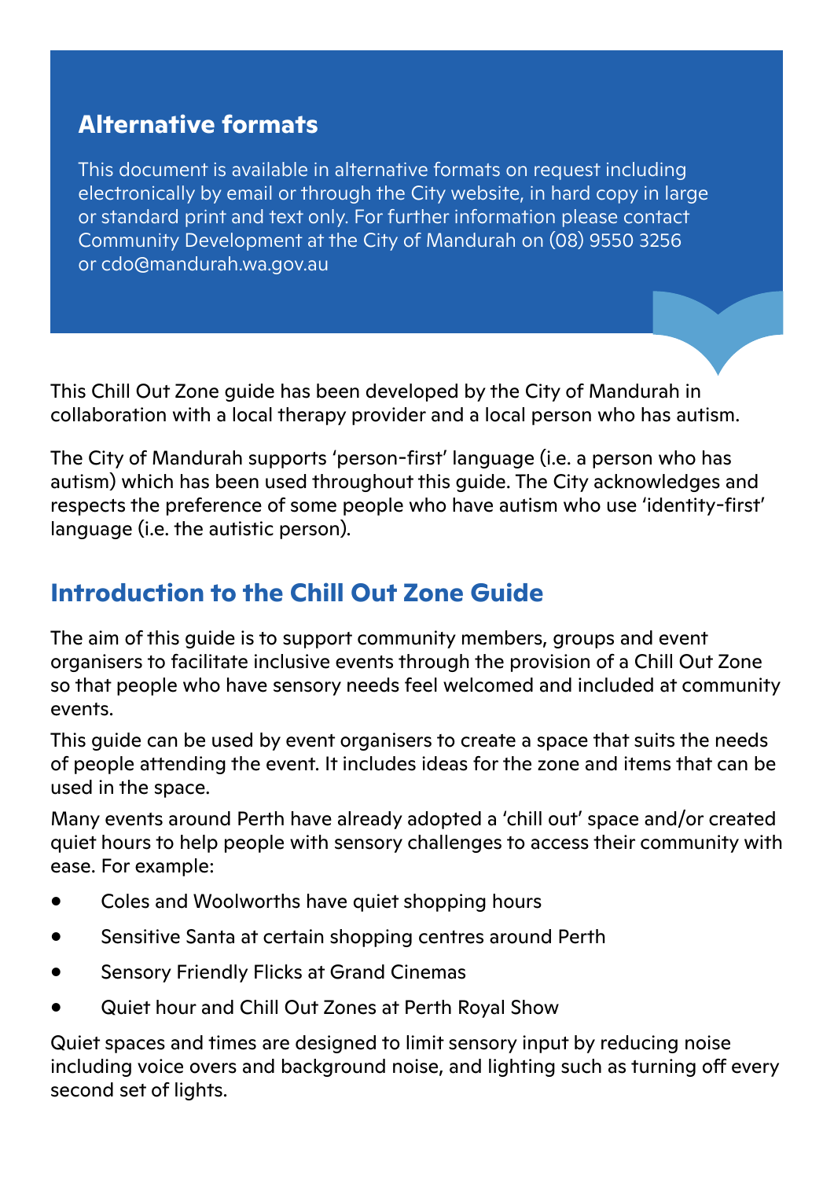## Alternative formats

This document is available in alternative formats on request including electronically by email or through the City website, in hard copy in large or standard print and text only. For further information please contact Community Development at the City of Mandurah on (08) 9550 3256 or cdo@mandurah.wa.gov.au

This Chill Out Zone guide has been developed by the City of Mandurah in collaboration with a local therapy provider and a local person who has autism.

The City of Mandurah supports 'person-first' language (i.e. a person who has autism) which has been used throughout this guide. The City acknowledges and respects the preference of some people who have autism who use 'identity-first' language (i.e. the autistic person).

## Introduction to the Chill Out Zone Guide

The aim of this guide is to support community members, groups and event organisers to facilitate inclusive events through the provision of a Chill Out Zone so that people who have sensory needs feel welcomed and included at community events.

This guide can be used by event organisers to create a space that suits the needs of people attending the event. It includes ideas for the zone and items that can be used in the space.

Many events around Perth have already adopted a 'chill out' space and/or created quiet hours to help people with sensory challenges to access their community with ease. For example:

- Coles and Woolworths have quiet shopping hours
- Sensitive Santa at certain shopping centres around Perth
- Sensory Friendly Flicks at Grand Cinemas
- Quiet hour and Chill Out Zones at Perth Royal Show

Quiet spaces and times are designed to limit sensory input by reducing noise including voice overs and background noise, and lighting such as turning off every second set of lights.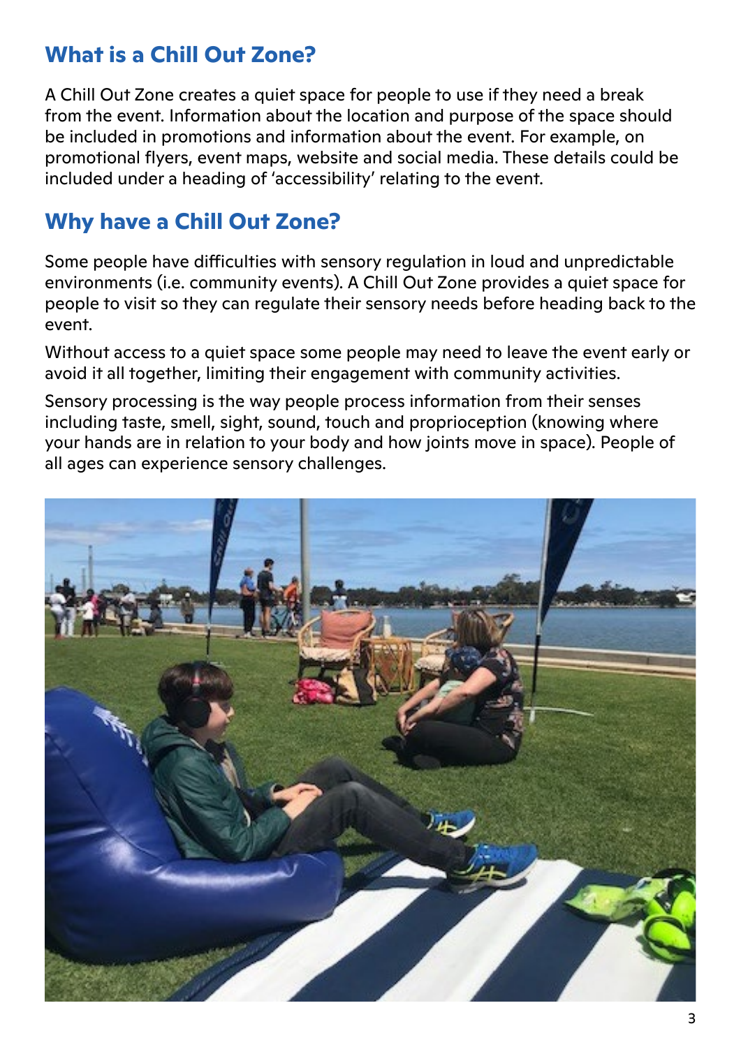## What is a Chill Out Zone?

A Chill Out Zone creates a quiet space for people to use if they need a break from the event. Information about the location and purpose of the space should be included in promotions and information about the event. For example, on promotional flyers, event maps, website and social media. These details could be included under a heading of 'accessibility' relating to the event.

## Why have a Chill Out Zone?

Some people have difficulties with sensory regulation in loud and unpredictable environments (i.e. community events). A Chill Out Zone provides a quiet space for people to visit so they can regulate their sensory needs before heading back to the event.

Without access to a quiet space some people may need to leave the event early or avoid it all together, limiting their engagement with community activities.

Sensory processing is the way people process information from their senses including taste, smell, sight, sound, touch and proprioception (knowing where your hands are in relation to your body and how joints move in space). People of all ages can experience sensory challenges.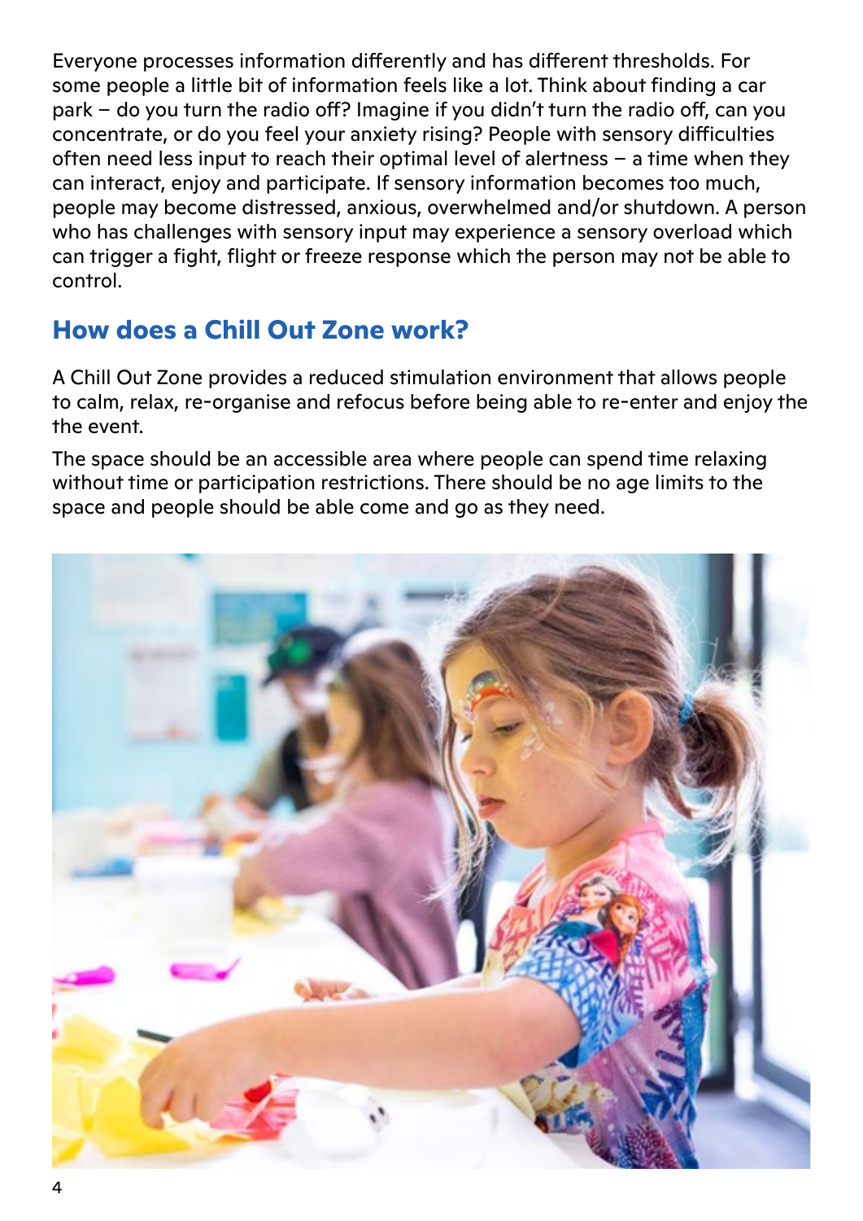Everyone processes information differently and has different thresholds. For some people a little bit of information feels like a lot. Think about finding a car park – do you turn the radio off? Imagine if you didn't turn the radio off, can you concentrate, or do you feel your anxiety rising? People with sensory difficulties often need less input to reach their optimal level of alertness – a time when they can interact, enjoy and participate. If sensory information becomes too much, people may become distressed, anxious, overwhelmed and/or shutdown. A person who has challenges with sensory input may experience a sensory overload which can trigger a fight, flight or freeze response which the person may not be able to control.

## How does a Chill Out Zone work?

A Chill Out Zone provides a reduced stimulation environment that allows people to calm, relax, re-organise and refocus before being able to re-enter and enjoy the the event.

The space should be an accessible area where people can spend time relaxing without time or participation restrictions. There should be no age limits to the space and people should be able come and go as they need.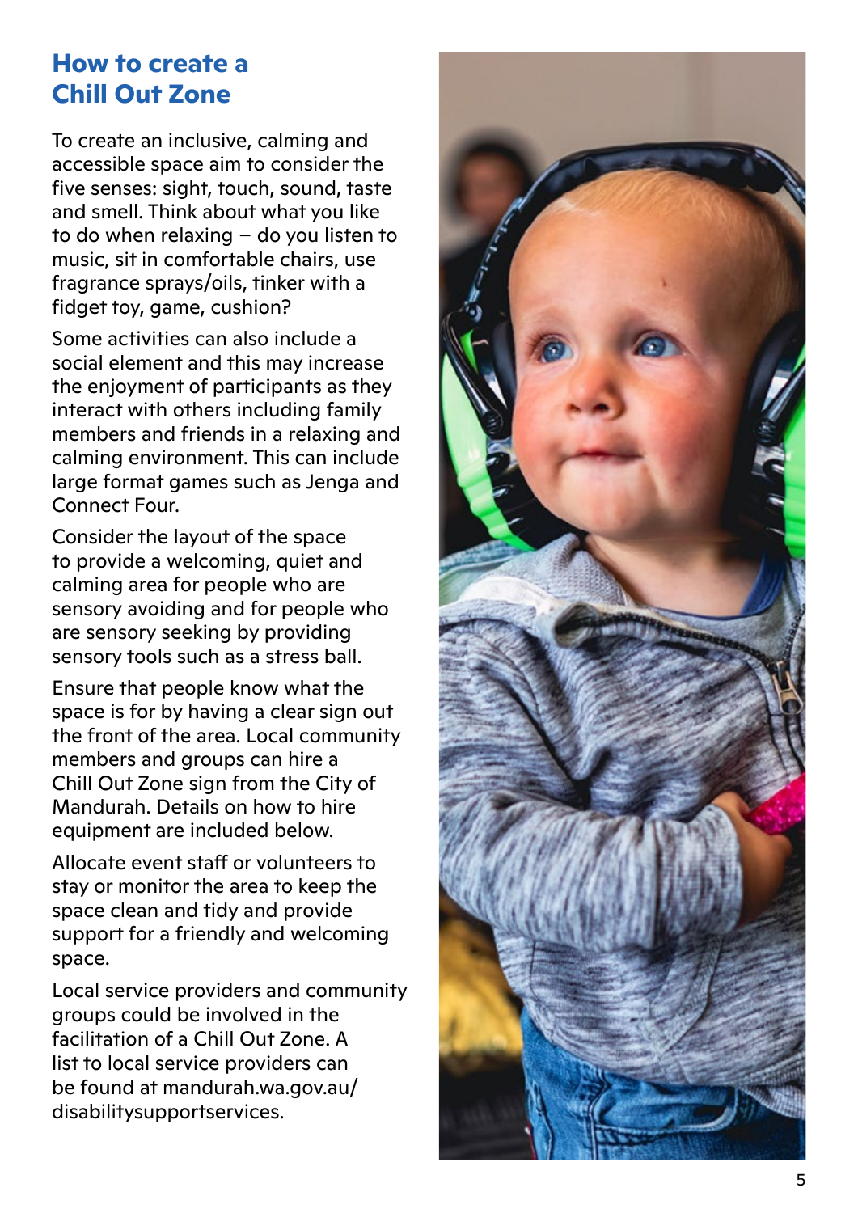## How to create a Chill Out Zone

To create an inclusive, calming and accessible space aim to consider the five senses: sight, touch, sound, taste and smell. Think about what you like to do when relaxing – do you listen to music, sit in comfortable chairs, use fragrance sprays/oils, tinker with a fidget toy, game, cushion?

Some activities can also include a social element and this may increase the enjoyment of participants as they interact with others including family members and friends in a relaxing and calming environment. This can include large format games such as Jenga and Connect Four.

Consider the layout of the space to provide a welcoming, quiet and calming area for people who are sensory avoiding and for people who are sensory seeking by providing sensory tools such as a stress ball.

Ensure that people know what the space is for by having a clear sign out the front of the area. Local community members and groups can hire a Chill Out Zone sign from the City of Mandurah. Details on how to hire equipment are included below.

Allocate event staff or volunteers to stay or monitor the area to keep the space clean and tidy and provide support for a friendly and welcoming space.

Local service providers and community groups could be involved in the facilitation of a Chill Out Zone. A list to local service providers can be found at mandurah.wa.gov.au/disabilitysupportservices.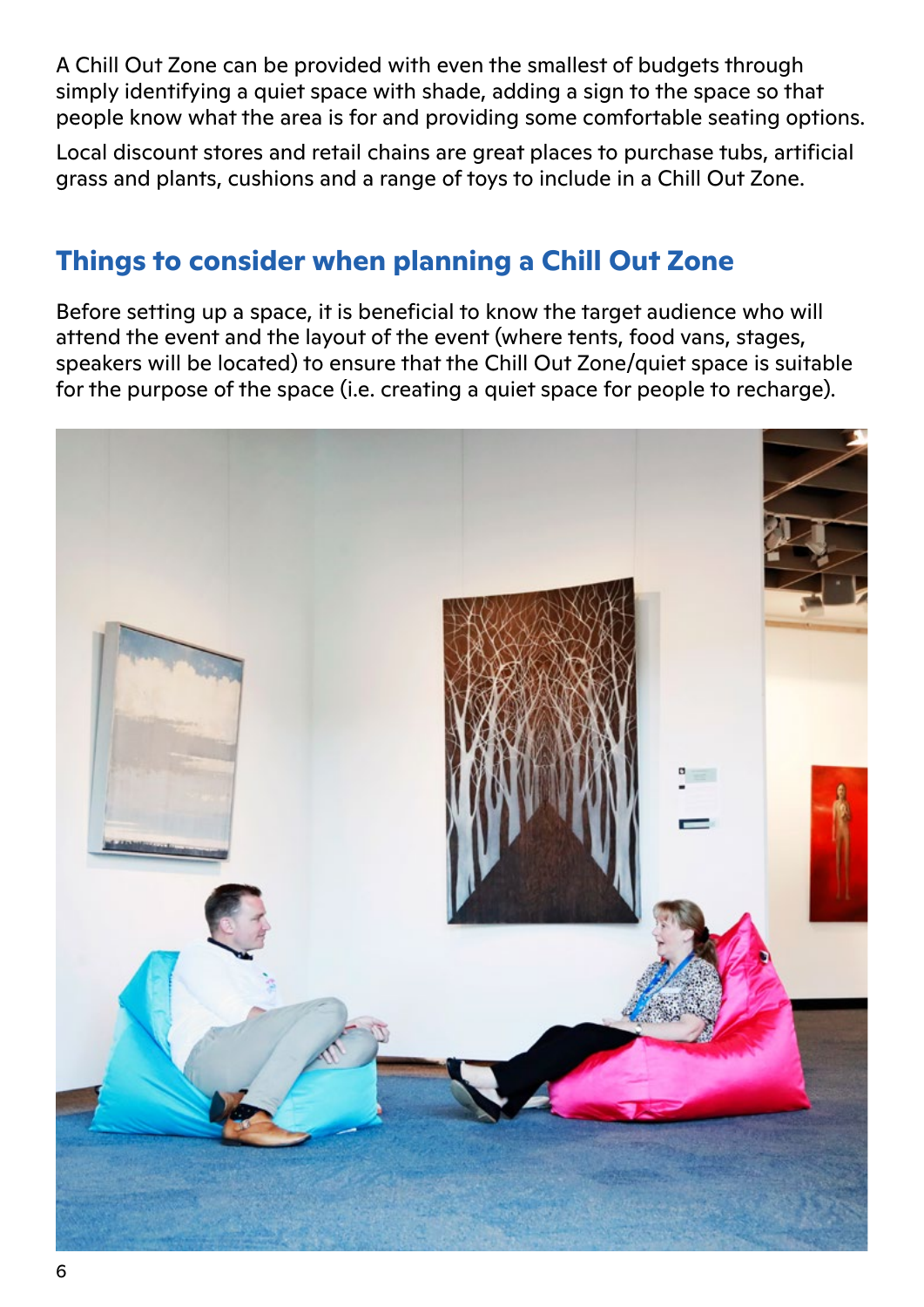A Chill Out Zone can be provided with even the smallest of budgets through simply identifying a quiet space with shade, adding a sign to the space so that people know what the area is for and providing some comfortable seating options.

Local discount stores and retail chains are great places to purchase tubs, artificial grass and plants, cushions and a range of toys to include in a Chill Out Zone.

## Things to consider when planning a Chill Out Zone

Before setting up a space, it is beneficial to know the target audience who will attend the event and the layout of the event (where tents, food vans, stages, speakers will be located) to ensure that the Chill Out Zone/quiet space is suitable for the purpose of the space (i.e. creating a quiet space for people to recharge).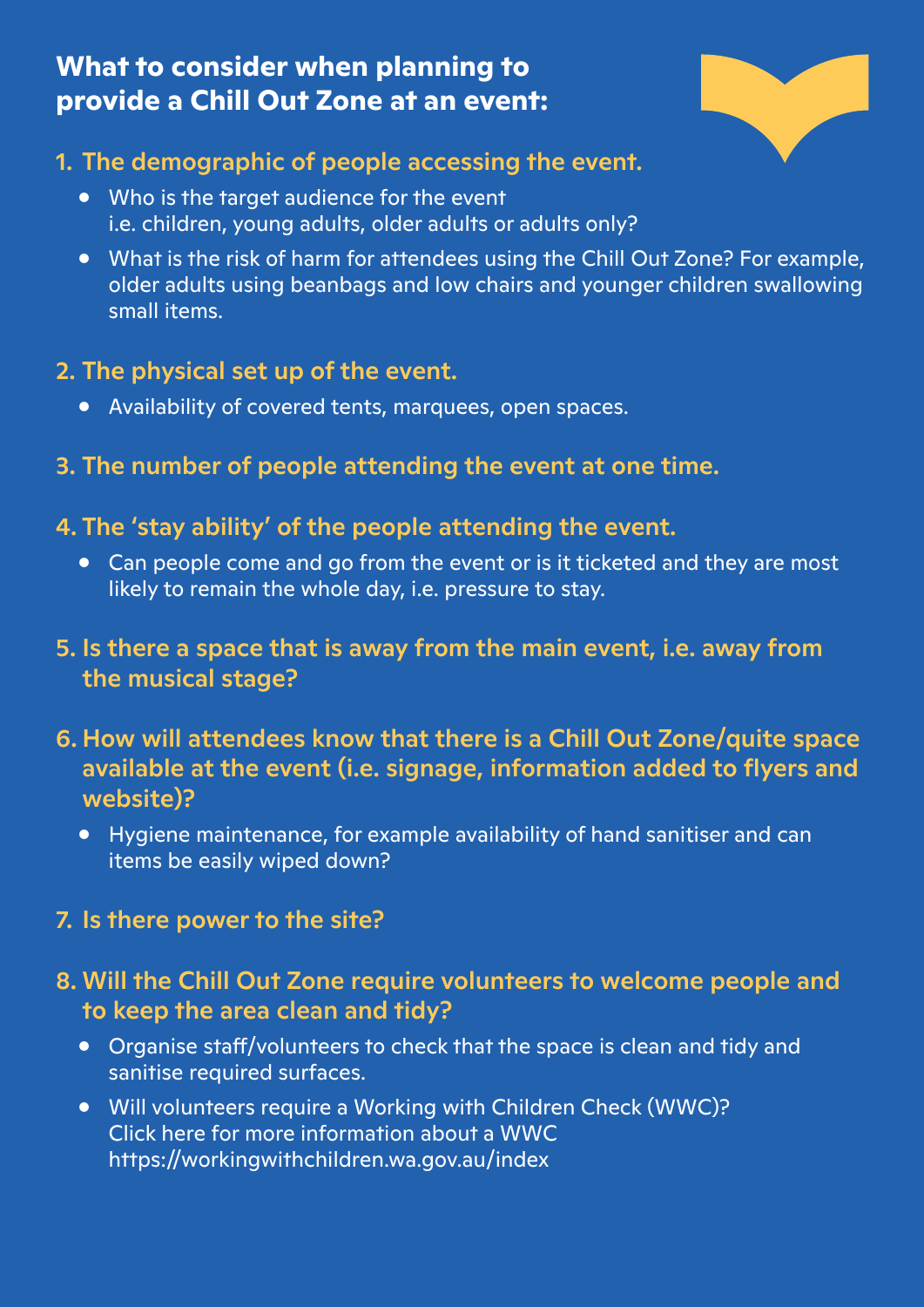## What to consider when planning to provide a Chill Out Zone at an event:

1. **The demographic of people accessing the event.**
   - Who is the target audience for the event i.e. children, young adults, older adults or adults only?
   - What is the risk of harm for attendees using the Chill Out Zone? For example, older adults using beanbags and low chairs and younger children swallowing small items.

2. **The physical set up of the event.**
   - Availability of covered tents, marquees, open spaces.

3. **The number of people attending the event at one time.**

4. **The 'stay ability' of the people attending the event.**
   - Can people come and go from the event or is it ticketed and they are most likely to remain the whole day, i.e. pressure to stay.

5. **Is there a space that is away from the main event, i.e. away from the musical stage?**

6. **How will attendees know that there is a Chill Out Zone/quite space available at the event (i.e. signage, information added to flyers and website)?**
   - Hygiene maintenance, for example availability of hand sanitiser and can items be easily wiped down?

7. **Is there power to the site?**

8. **Will the Chill Out Zone require volunteers to welcome people and to keep the area clean and tidy?**
   - Organise staff/volunteers to check that the space is clean and tidy and sanitise required surfaces.
   - Will volunteers require a Working with Children Check (WWC)? Click here for more information about a WWC https://workingwithchildren.wa.gov.au/index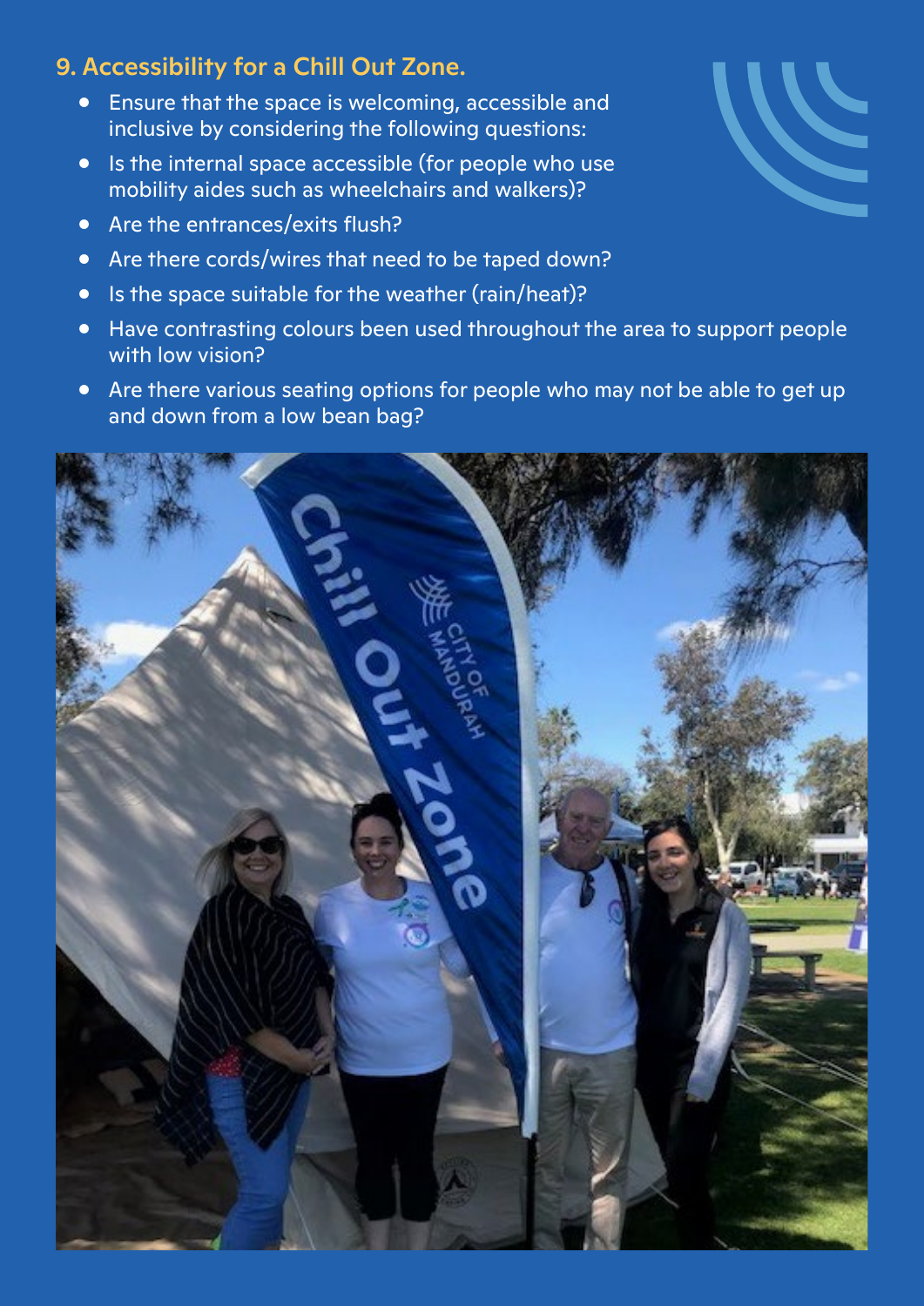## 9. Accessibility for a Chill Out Zone.

- Ensure that the space is welcoming, accessible and inclusive by considering the following questions:
- Is the internal space accessible (for people who use mobility aides such as wheelchairs and walkers)?
- Are the entrances/exits flush?
- Are there cords/wires that need to be taped down?
- Is the space suitable for the weather (rain/heat)?
- Have contrasting colours been used throughout the area to support people with low vision?
- Are there various seating options for people who may not be able to get up and down from a low bean bag?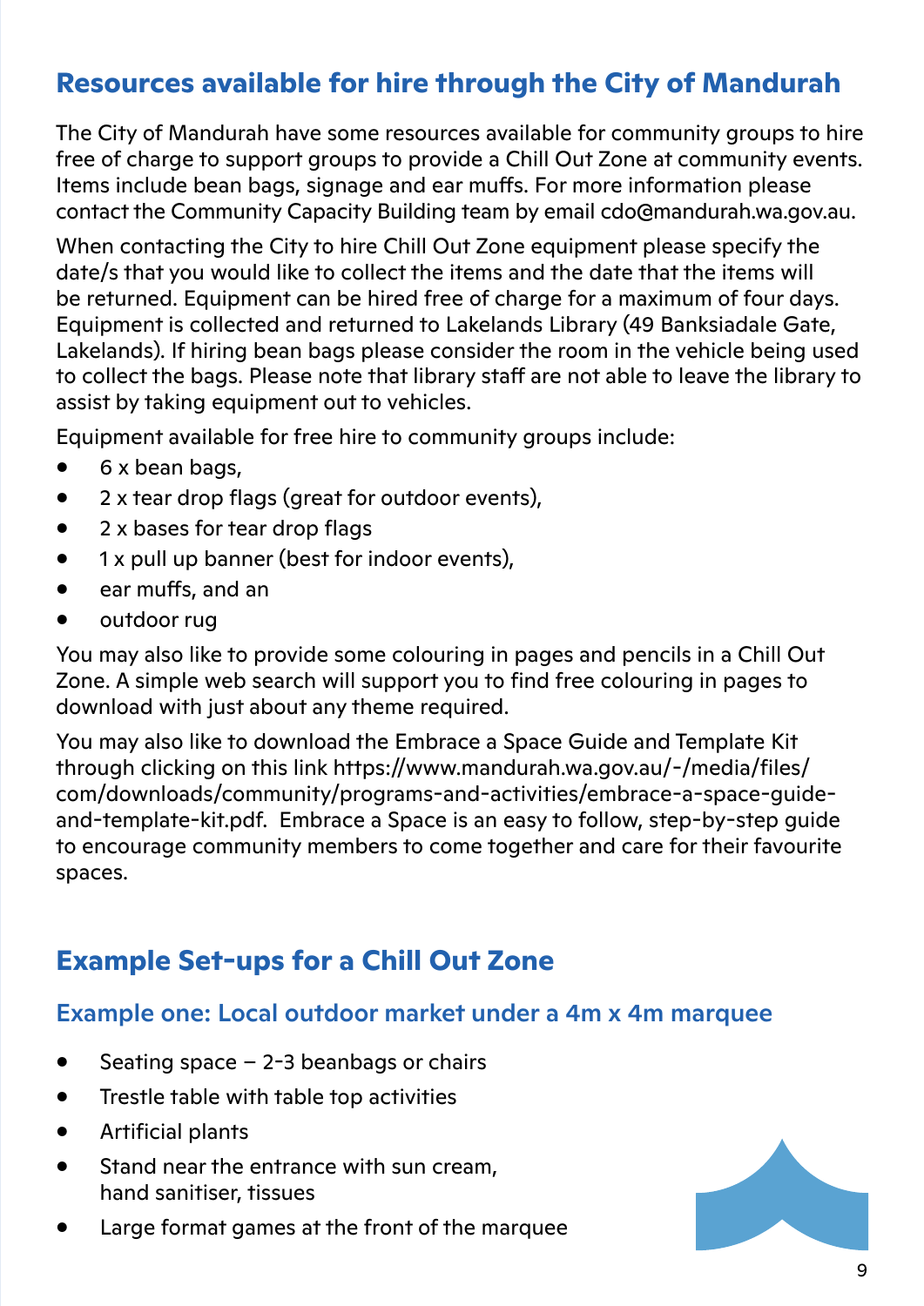## Resources available for hire through the City of Mandurah

The City of Mandurah have some resources available for community groups to hire free of charge to support groups to provide a Chill Out Zone at community events. Items include bean bags, signage and ear muffs. For more information please contact the Community Capacity Building team by email cdo@mandurah.wa.gov.au.

When contacting the City to hire Chill Out Zone equipment please specify the date/s that you would like to collect the items and the date that the items will be returned. Equipment can be hired free of charge for a maximum of four days. Equipment is collected and returned to Lakelands Library (49 Banksiadale Gate, Lakelands). If hiring bean bags please consider the room in the vehicle being used to collect the bags. Please note that library staff are not able to leave the library to assist by taking equipment out to vehicles.

Equipment available for free hire to community groups include:

- 6 x bean bags,
- 2 x tear drop flags (great for outdoor events),
- 2 x bases for tear drop flags
- 1 x pull up banner (best for indoor events),
- ear muffs, and an
- outdoor rug

You may also like to provide some colouring in pages and pencils in a Chill Out Zone. A simple web search will support you to find free colouring in pages to download with just about any theme required.

You may also like to download the Embrace a Space Guide and Template Kit through clicking on this link https://www.mandurah.wa.gov.au/-/media/files/com/downloads/community/programs-and-activities/embrace-a-space-guide-and-template-kit.pdf. Embrace a Space is an easy to follow, step-by-step guide to encourage community members to come together and care for their favourite spaces.

## Example Set-ups for a Chill Out Zone

### Example one: Local outdoor market under a 4m x 4m marquee

- Seating space – 2-3 beanbags or chairs
- Trestle table with table top activities
- Artificial plants
- Stand near the entrance with sun cream, hand sanitiser, tissues
- Large format games at the front of the marquee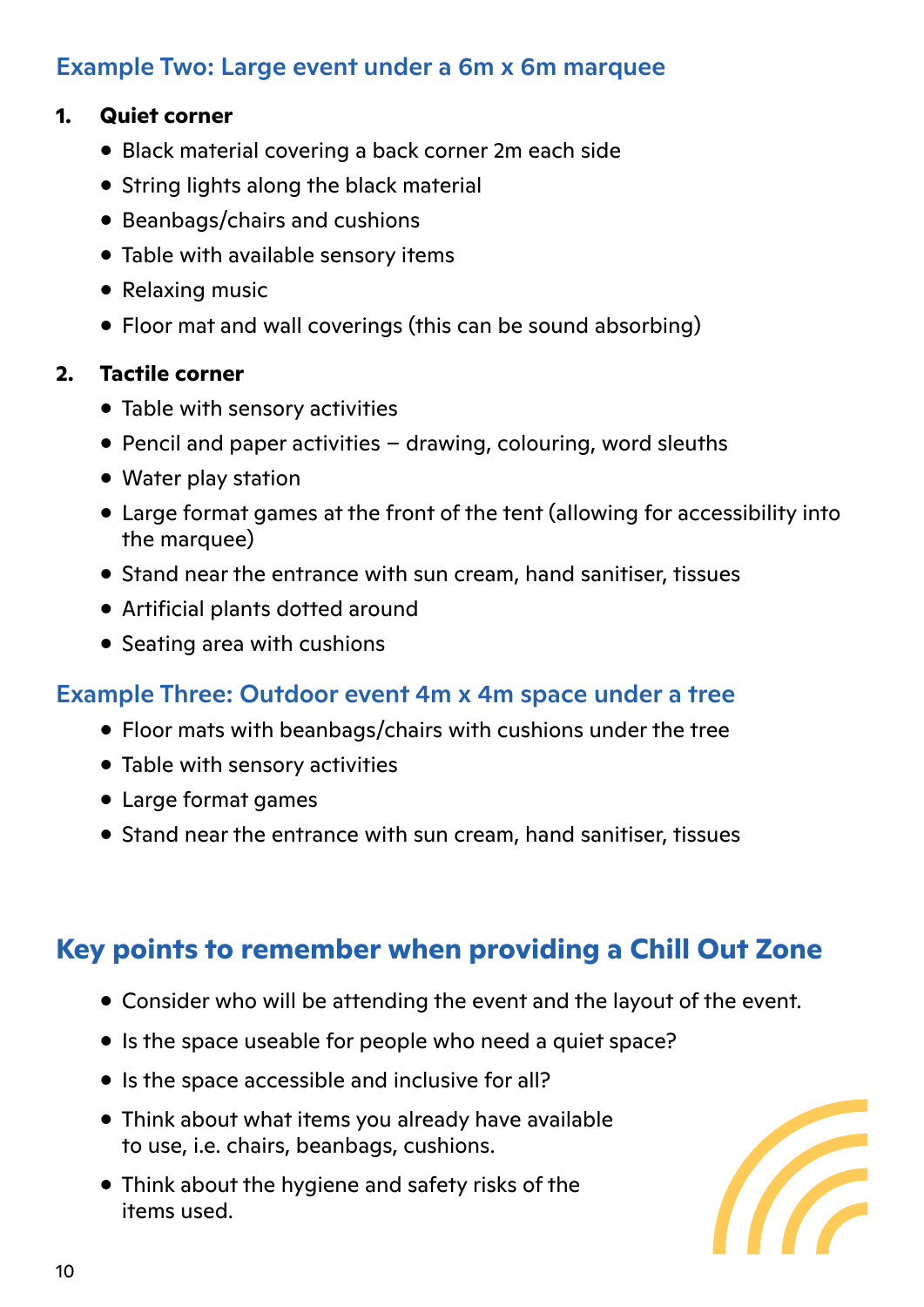### Example Two: Large event under a 6m x 6m marquee

1. **Quiet corner**
   - Black material covering a back corner 2m each side
   - String lights along the black material
   - Beanbags/chairs and cushions
   - Table with available sensory items
   - Relaxing music
   - Floor mat and wall coverings (this can be sound absorbing)

2. **Tactile corner**
   - Table with sensory activities
   - Pencil and paper activities – drawing, colouring, word sleuths
   - Water play station
   - Large format games at the front of the tent (allowing for accessibility into the marquee)
   - Stand near the entrance with sun cream, hand sanitiser, tissues
   - Artificial plants dotted around
   - Seating area with cushions

### Example Three: Outdoor event 4m x 4m space under a tree

- Floor mats with beanbags/chairs with cushions under the tree
- Table with sensory activities
- Large format games
- Stand near the entrance with sun cream, hand sanitiser, tissues

## Key points to remember when providing a Chill Out Zone

- Consider who will be attending the event and the layout of the event.
- Is the space useable for people who need a quiet space?
- Is the space accessible and inclusive for all?
- Think about what items you already have available to use, i.e. chairs, beanbags, cushions.
- Think about the hygiene and safety risks of the items used.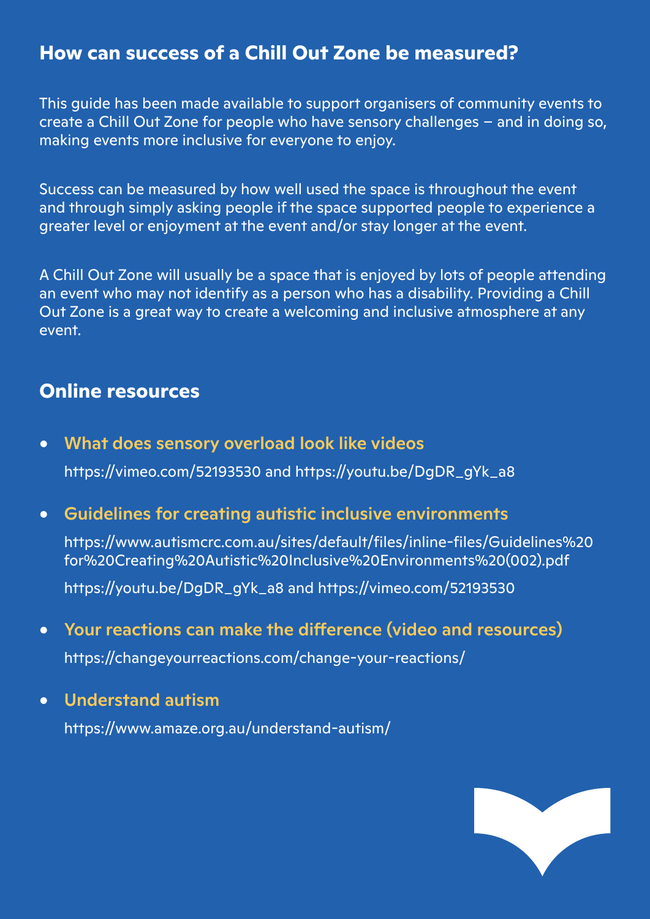## How can success of a Chill Out Zone be measured?

This guide has been made available to support organisers of community events to create a Chill Out Zone for people who have sensory challenges – and in doing so, making events more inclusive for everyone to enjoy.

Success can be measured by how well used the space is throughout the event and through simply asking people if the space supported people to experience a greater level or enjoyment at the event and/or stay longer at the event.

A Chill Out Zone will usually be a space that is enjoyed by lots of people attending an event who may not identify as a person who has a disability. Providing a Chill Out Zone is a great way to create a welcoming and inclusive atmosphere at any event.

## Online resources

- **What does sensory overload look like videos**

  https://vimeo.com/52193530 and https://youtu.be/DgDR_gYk_a8

- **Guidelines for creating autistic inclusive environments**

  https://www.autismcrc.com.au/sites/default/files/inline-files/Guidelines%20for%20Creating%20Autistic%20Inclusive%20Environments%20(002).pdf

  https://youtu.be/DgDR_gYk_a8 and https://vimeo.com/52193530

- **Your reactions can make the difference (video and resources)**

  https://changeyourreactions.com/change-your-reactions/

- **Understand autism**

  https://www.amaze.org.au/understand-autism/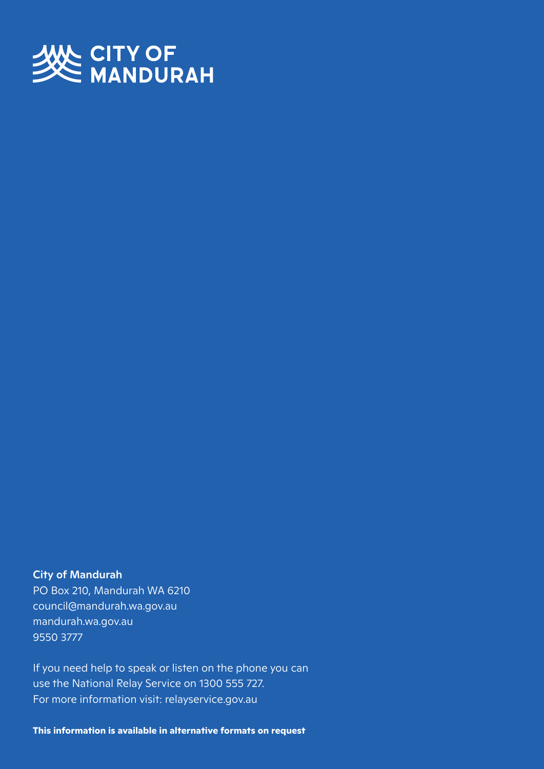CITY OF MANDURAH

**City of Mandurah**
PO Box 210, Mandurah WA 6210
council@mandurah.wa.gov.au
mandurah.wa.gov.au
9550 3777

If you need help to speak or listen on the phone you can use the National Relay Service on 1300 555 727.
For more information visit: relayservice.gov.au

**This information is available in alternative formats on request**